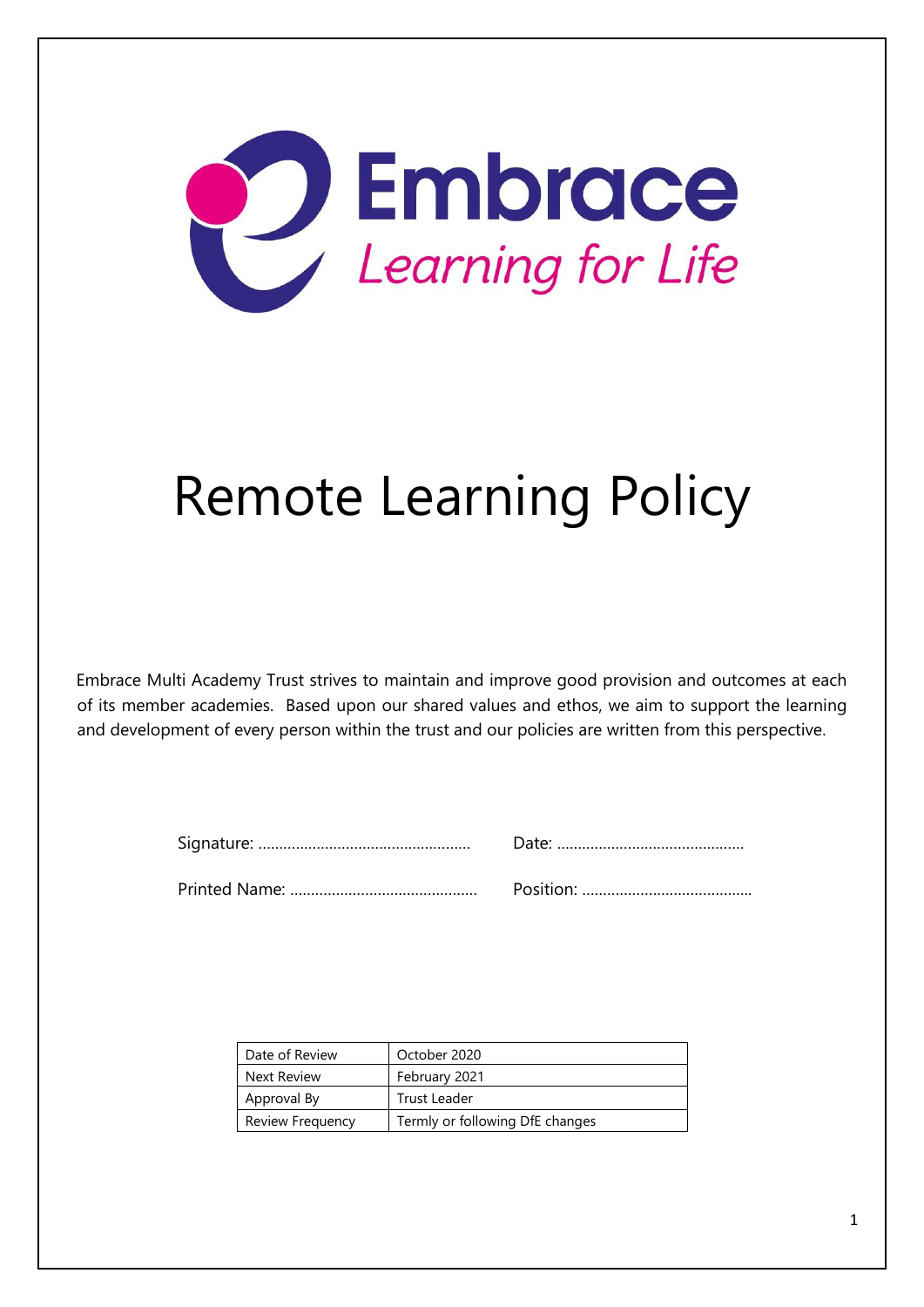Embrace

*Learning for Life*

# Remote Learning Policy

Embrace Multi Academy Trust strives to maintain and improve good provision and outcomes at each of its member academies. Based upon our shared values and ethos, we aim to support the learning and development of every person within the trust and our policies are written from this perspective.

Signature: …………………………………………… Date: ………………………………………

Printed Name: ……………………………………… Position: …………………………………..

| Date of Review | October 2020 |
| --- | --- |
| Next Review | February 2021 |
| Approval By | Trust Leader |
| Review Frequency | Termly or following DfE changes |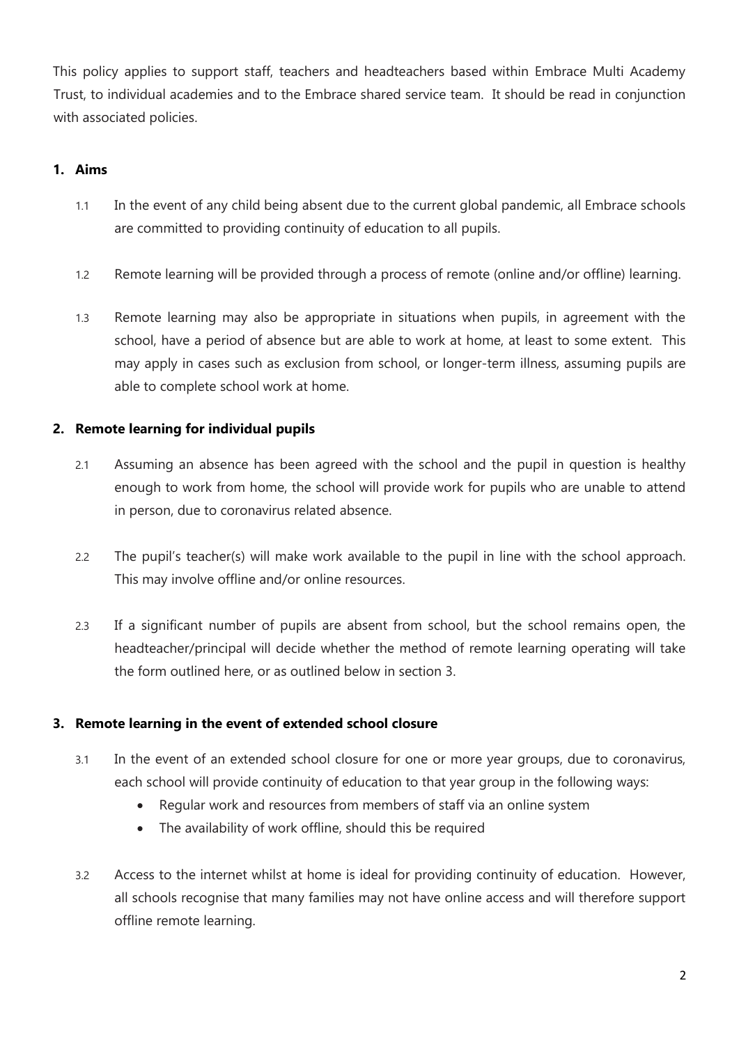This policy applies to support staff, teachers and headteachers based within Embrace Multi Academy Trust, to individual academies and to the Embrace shared service team. It should be read in conjunction with associated policies.

## 1. Aims

1.1 In the event of any child being absent due to the current global pandemic, all Embrace schools are committed to providing continuity of education to all pupils.

1.2 Remote learning will be provided through a process of remote (online and/or offline) learning.

1.3 Remote learning may also be appropriate in situations when pupils, in agreement with the school, have a period of absence but are able to work at home, at least to some extent. This may apply in cases such as exclusion from school, or longer-term illness, assuming pupils are able to complete school work at home.

## 2. Remote learning for individual pupils

2.1 Assuming an absence has been agreed with the school and the pupil in question is healthy enough to work from home, the school will provide work for pupils who are unable to attend in person, due to coronavirus related absence.

2.2 The pupil's teacher(s) will make work available to the pupil in line with the school approach. This may involve offline and/or online resources.

2.3 If a significant number of pupils are absent from school, but the school remains open, the headteacher/principal will decide whether the method of remote learning operating will take the form outlined here, or as outlined below in section 3.

## 3. Remote learning in the event of extended school closure

3.1 In the event of an extended school closure for one or more year groups, due to coronavirus, each school will provide continuity of education to that year group in the following ways:

- Regular work and resources from members of staff via an online system
- The availability of work offline, should this be required

3.2 Access to the internet whilst at home is ideal for providing continuity of education. However, all schools recognise that many families may not have online access and will therefore support offline remote learning.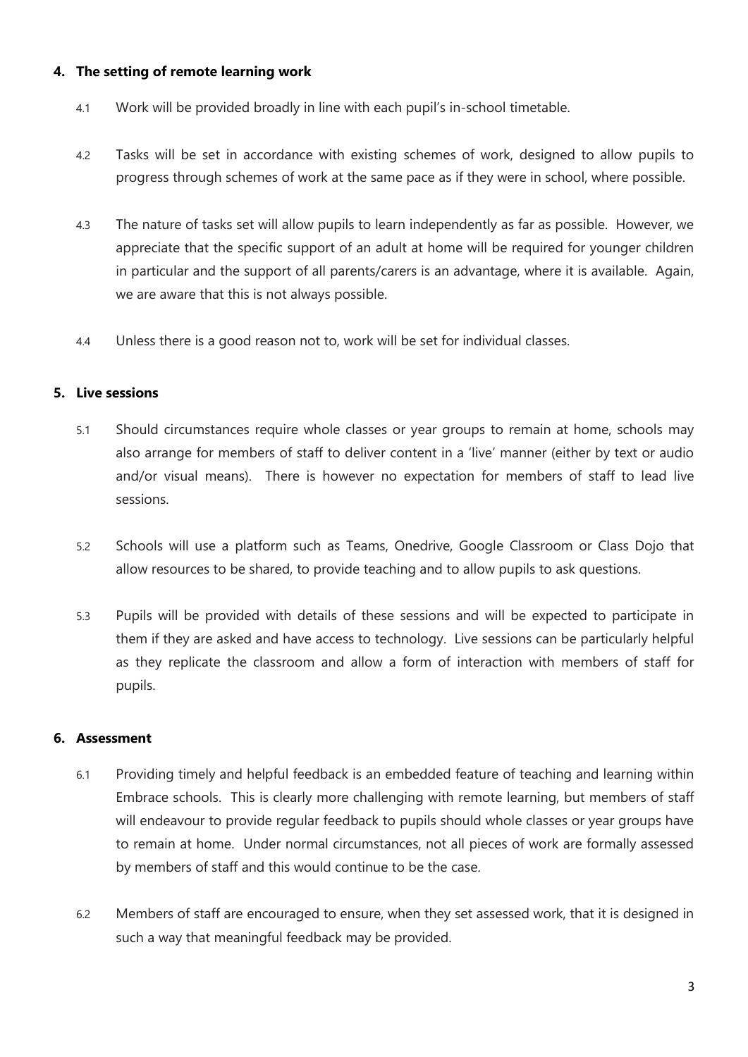## 4. The setting of remote learning work

4.1 Work will be provided broadly in line with each pupil's in-school timetable.

4.2 Tasks will be set in accordance with existing schemes of work, designed to allow pupils to progress through schemes of work at the same pace as if they were in school, where possible.

4.3 The nature of tasks set will allow pupils to learn independently as far as possible. However, we appreciate that the specific support of an adult at home will be required for younger children in particular and the support of all parents/carers is an advantage, where it is available. Again, we are aware that this is not always possible.

4.4 Unless there is a good reason not to, work will be set for individual classes.

## 5. Live sessions

5.1 Should circumstances require whole classes or year groups to remain at home, schools may also arrange for members of staff to deliver content in a 'live' manner (either by text or audio and/or visual means). There is however no expectation for members of staff to lead live sessions.

5.2 Schools will use a platform such as Teams, Onedrive, Google Classroom or Class Dojo that allow resources to be shared, to provide teaching and to allow pupils to ask questions.

5.3 Pupils will be provided with details of these sessions and will be expected to participate in them if they are asked and have access to technology. Live sessions can be particularly helpful as they replicate the classroom and allow a form of interaction with members of staff for pupils.

## 6. Assessment

6.1 Providing timely and helpful feedback is an embedded feature of teaching and learning within Embrace schools. This is clearly more challenging with remote learning, but members of staff will endeavour to provide regular feedback to pupils should whole classes or year groups have to remain at home. Under normal circumstances, not all pieces of work are formally assessed by members of staff and this would continue to be the case.

6.2 Members of staff are encouraged to ensure, when they set assessed work, that it is designed in such a way that meaningful feedback may be provided.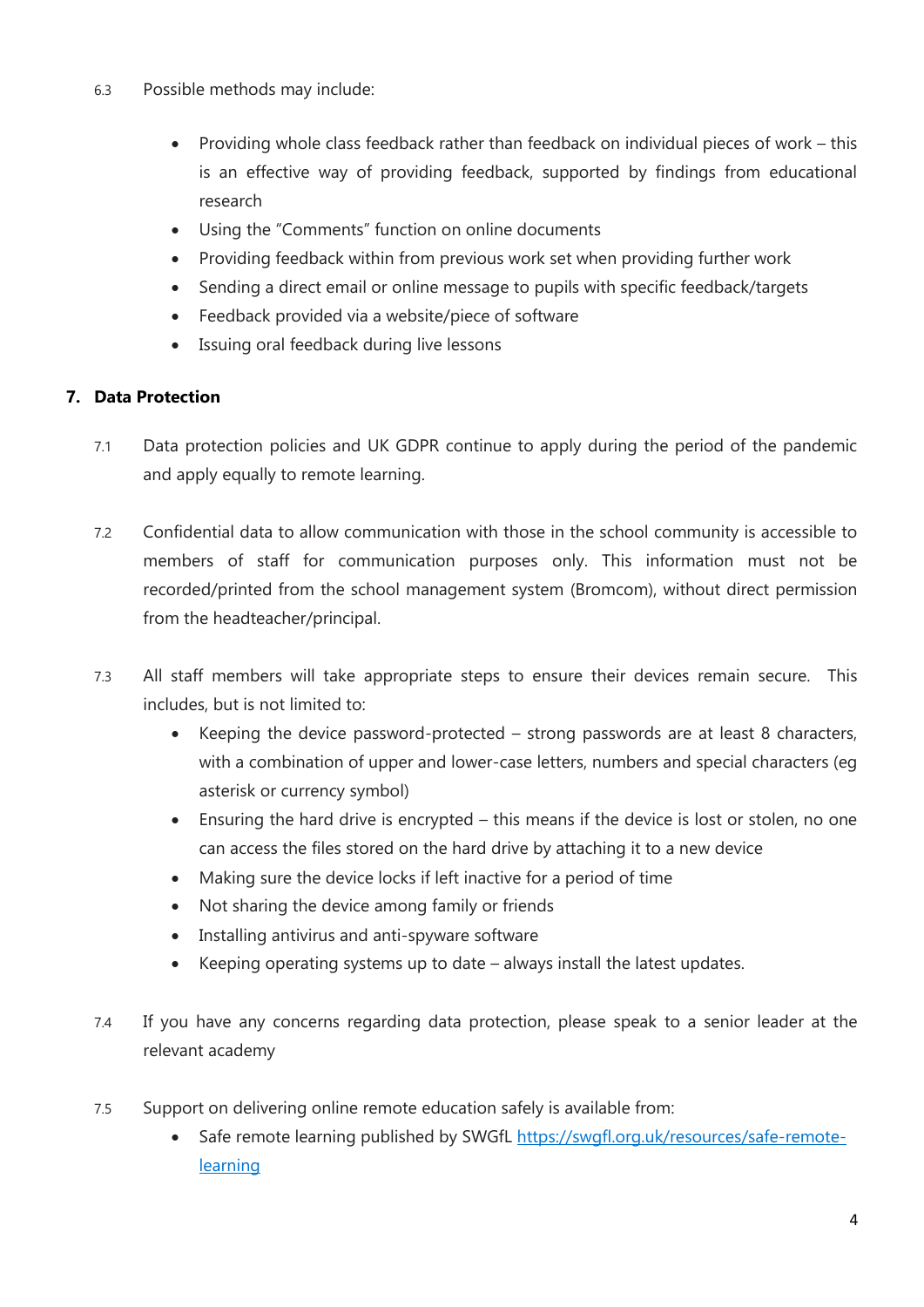6.3 Possible methods may include:

- Providing whole class feedback rather than feedback on individual pieces of work – this is an effective way of providing feedback, supported by findings from educational research
- Using the "Comments" function on online documents
- Providing feedback within from previous work set when providing further work
- Sending a direct email or online message to pupils with specific feedback/targets
- Feedback provided via a website/piece of software
- Issuing oral feedback during live lessons

## 7. Data Protection

7.1 Data protection policies and UK GDPR continue to apply during the period of the pandemic and apply equally to remote learning.

7.2 Confidential data to allow communication with those in the school community is accessible to members of staff for communication purposes only. This information must not be recorded/printed from the school management system (Bromcom), without direct permission from the headteacher/principal.

7.3 All staff members will take appropriate steps to ensure their devices remain secure. This includes, but is not limited to:

- Keeping the device password-protected – strong passwords are at least 8 characters, with a combination of upper and lower-case letters, numbers and special characters (eg asterisk or currency symbol)
- Ensuring the hard drive is encrypted – this means if the device is lost or stolen, no one can access the files stored on the hard drive by attaching it to a new device
- Making sure the device locks if left inactive for a period of time
- Not sharing the device among family or friends
- Installing antivirus and anti-spyware software
- Keeping operating systems up to date – always install the latest updates.

7.4 If you have any concerns regarding data protection, please speak to a senior leader at the relevant academy

7.5 Support on delivering online remote education safely is available from:

- Safe remote learning published by SWGfL [https://swgfl.org.uk/resources/safe-remote-learning](https://swgfl.org.uk/resources/safe-remote-learning)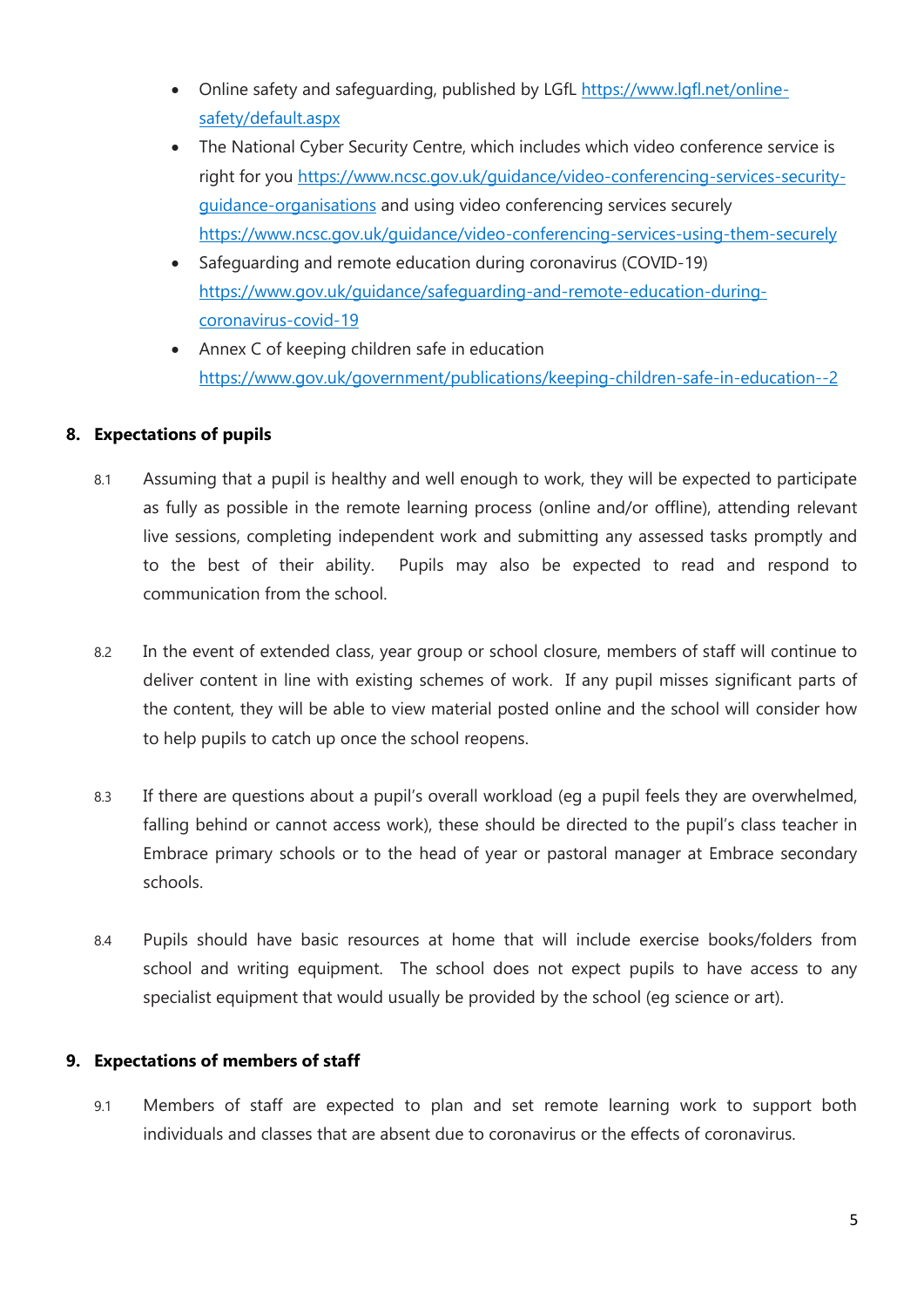- Online safety and safeguarding, published by LGfL [https://www.lgfl.net/online-safety/default.aspx](https://www.lgfl.net/online-safety/default.aspx)
- The National Cyber Security Centre, which includes which video conference service is right for you [https://www.ncsc.gov.uk/guidance/video-conferencing-services-security-guidance-organisations](https://www.ncsc.gov.uk/guidance/video-conferencing-services-security-guidance-organisations) and using video conferencing services securely [https://www.ncsc.gov.uk/guidance/video-conferencing-services-using-them-securely](https://www.ncsc.gov.uk/guidance/video-conferencing-services-using-them-securely)
- Safeguarding and remote education during coronavirus (COVID-19) [https://www.gov.uk/guidance/safeguarding-and-remote-education-during-coronavirus-covid-19](https://www.gov.uk/guidance/safeguarding-and-remote-education-during-coronavirus-covid-19)
- Annex C of keeping children safe in education [https://www.gov.uk/government/publications/keeping-children-safe-in-education--2](https://www.gov.uk/government/publications/keeping-children-safe-in-education--2)

## 8. Expectations of pupils

8.1 Assuming that a pupil is healthy and well enough to work, they will be expected to participate as fully as possible in the remote learning process (online and/or offline), attending relevant live sessions, completing independent work and submitting any assessed tasks promptly and to the best of their ability. Pupils may also be expected to read and respond to communication from the school.

8.2 In the event of extended class, year group or school closure, members of staff will continue to deliver content in line with existing schemes of work. If any pupil misses significant parts of the content, they will be able to view material posted online and the school will consider how to help pupils to catch up once the school reopens.

8.3 If there are questions about a pupil's overall workload (eg a pupil feels they are overwhelmed, falling behind or cannot access work), these should be directed to the pupil's class teacher in Embrace primary schools or to the head of year or pastoral manager at Embrace secondary schools.

8.4 Pupils should have basic resources at home that will include exercise books/folders from school and writing equipment. The school does not expect pupils to have access to any specialist equipment that would usually be provided by the school (eg science or art).

## 9. Expectations of members of staff

9.1 Members of staff are expected to plan and set remote learning work to support both individuals and classes that are absent due to coronavirus or the effects of coronavirus.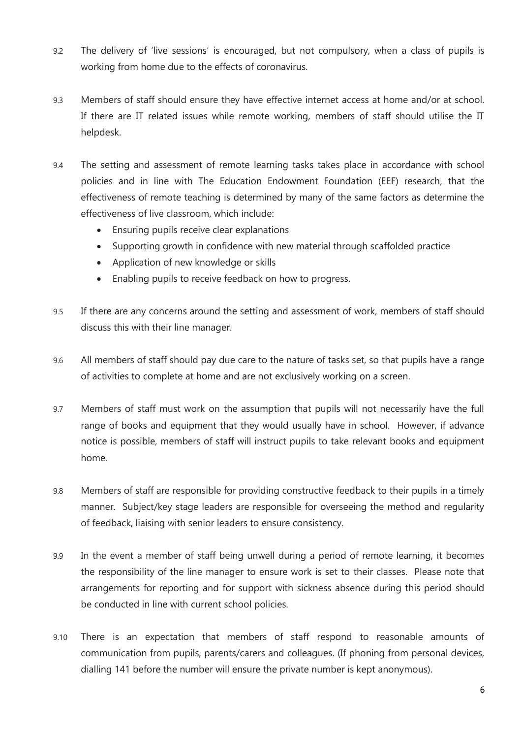9.2 The delivery of 'live sessions' is encouraged, but not compulsory, when a class of pupils is working from home due to the effects of coronavirus.

9.3 Members of staff should ensure they have effective internet access at home and/or at school. If there are IT related issues while remote working, members of staff should utilise the IT helpdesk.

9.4 The setting and assessment of remote learning tasks takes place in accordance with school policies and in line with The Education Endowment Foundation (EEF) research, that the effectiveness of remote teaching is determined by many of the same factors as determine the effectiveness of live classroom, which include:

- Ensuring pupils receive clear explanations
- Supporting growth in confidence with new material through scaffolded practice
- Application of new knowledge or skills
- Enabling pupils to receive feedback on how to progress.

9.5 If there are any concerns around the setting and assessment of work, members of staff should discuss this with their line manager.

9.6 All members of staff should pay due care to the nature of tasks set, so that pupils have a range of activities to complete at home and are not exclusively working on a screen.

9.7 Members of staff must work on the assumption that pupils will not necessarily have the full range of books and equipment that they would usually have in school. However, if advance notice is possible, members of staff will instruct pupils to take relevant books and equipment home.

9.8 Members of staff are responsible for providing constructive feedback to their pupils in a timely manner. Subject/key stage leaders are responsible for overseeing the method and regularity of feedback, liaising with senior leaders to ensure consistency.

9.9 In the event a member of staff being unwell during a period of remote learning, it becomes the responsibility of the line manager to ensure work is set to their classes. Please note that arrangements for reporting and for support with sickness absence during this period should be conducted in line with current school policies.

9.10 There is an expectation that members of staff respond to reasonable amounts of communication from pupils, parents/carers and colleagues. (If phoning from personal devices, dialling 141 before the number will ensure the private number is kept anonymous).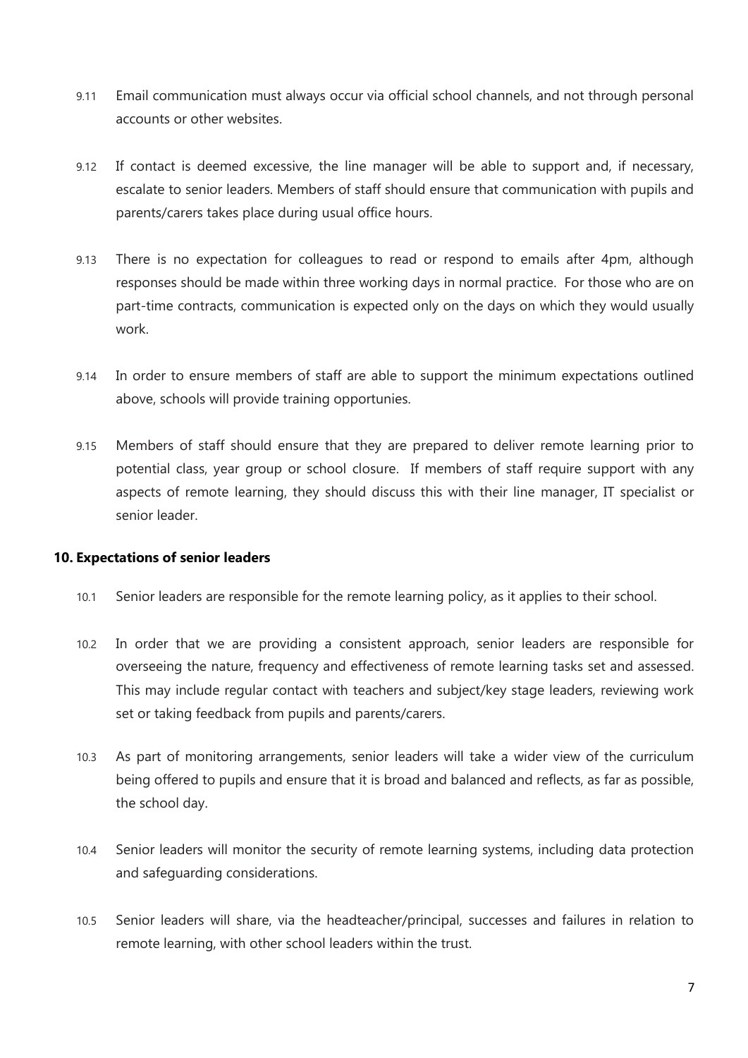9.11 Email communication must always occur via official school channels, and not through personal accounts or other websites.

9.12 If contact is deemed excessive, the line manager will be able to support and, if necessary, escalate to senior leaders. Members of staff should ensure that communication with pupils and parents/carers takes place during usual office hours.

9.13 There is no expectation for colleagues to read or respond to emails after 4pm, although responses should be made within three working days in normal practice. For those who are on part-time contracts, communication is expected only on the days on which they would usually work.

9.14 In order to ensure members of staff are able to support the minimum expectations outlined above, schools will provide training opportunies.

9.15 Members of staff should ensure that they are prepared to deliver remote learning prior to potential class, year group or school closure. If members of staff require support with any aspects of remote learning, they should discuss this with their line manager, IT specialist or senior leader.

**10. Expectations of senior leaders**

10.1 Senior leaders are responsible for the remote learning policy, as it applies to their school.

10.2 In order that we are providing a consistent approach, senior leaders are responsible for overseeing the nature, frequency and effectiveness of remote learning tasks set and assessed. This may include regular contact with teachers and subject/key stage leaders, reviewing work set or taking feedback from pupils and parents/carers.

10.3 As part of monitoring arrangements, senior leaders will take a wider view of the curriculum being offered to pupils and ensure that it is broad and balanced and reflects, as far as possible, the school day.

10.4 Senior leaders will monitor the security of remote learning systems, including data protection and safeguarding considerations.

10.5 Senior leaders will share, via the headteacher/principal, successes and failures in relation to remote learning, with other school leaders within the trust.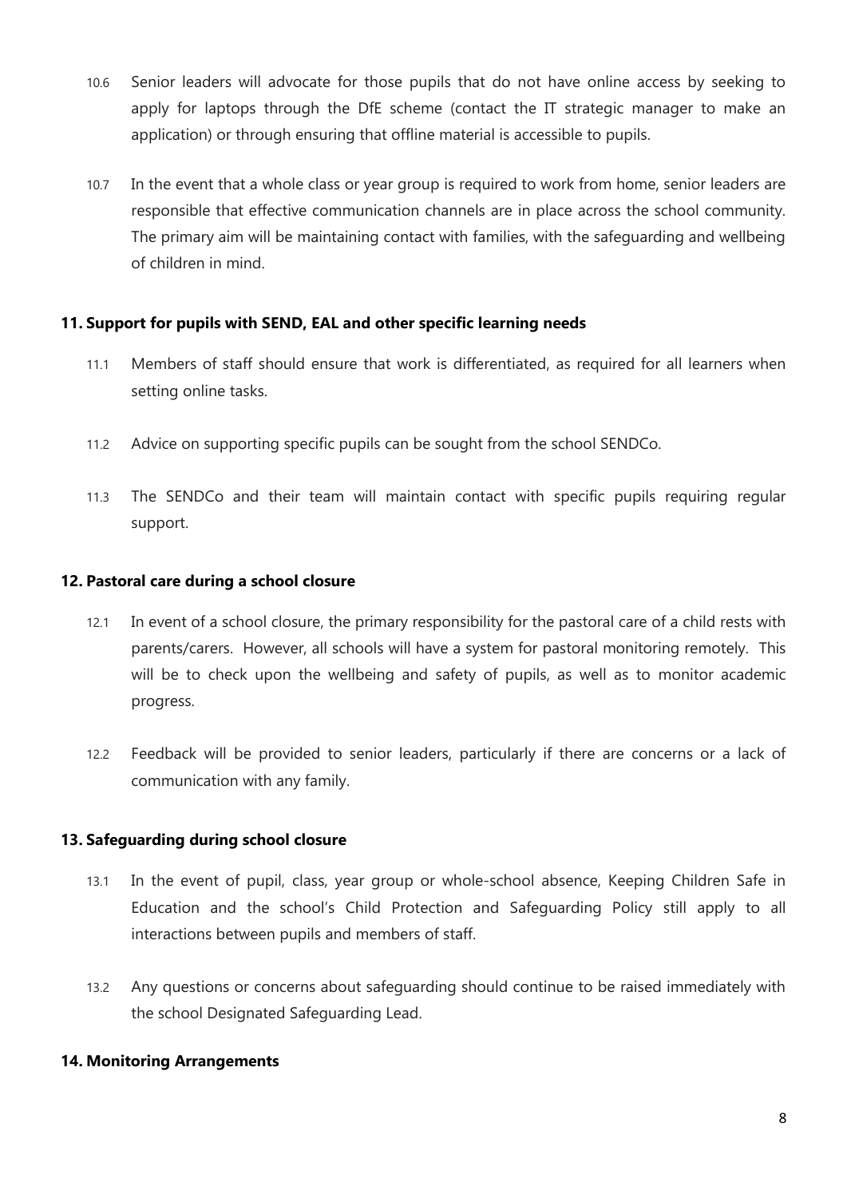10.6 Senior leaders will advocate for those pupils that do not have online access by seeking to apply for laptops through the DfE scheme (contact the IT strategic manager to make an application) or through ensuring that offline material is accessible to pupils.

10.7 In the event that a whole class or year group is required to work from home, senior leaders are responsible that effective communication channels are in place across the school community. The primary aim will be maintaining contact with families, with the safeguarding and wellbeing of children in mind.

## 11. Support for pupils with SEND, EAL and other specific learning needs

11.1 Members of staff should ensure that work is differentiated, as required for all learners when setting online tasks.

11.2 Advice on supporting specific pupils can be sought from the school SENDCo.

11.3 The SENDCo and their team will maintain contact with specific pupils requiring regular support.

## 12. Pastoral care during a school closure

12.1 In event of a school closure, the primary responsibility for the pastoral care of a child rests with parents/carers. However, all schools will have a system for pastoral monitoring remotely. This will be to check upon the wellbeing and safety of pupils, as well as to monitor academic progress.

12.2 Feedback will be provided to senior leaders, particularly if there are concerns or a lack of communication with any family.

## 13. Safeguarding during school closure

13.1 In the event of pupil, class, year group or whole-school absence, Keeping Children Safe in Education and the school's Child Protection and Safeguarding Policy still apply to all interactions between pupils and members of staff.

13.2 Any questions or concerns about safeguarding should continue to be raised immediately with the school Designated Safeguarding Lead.

## 14. Monitoring Arrangements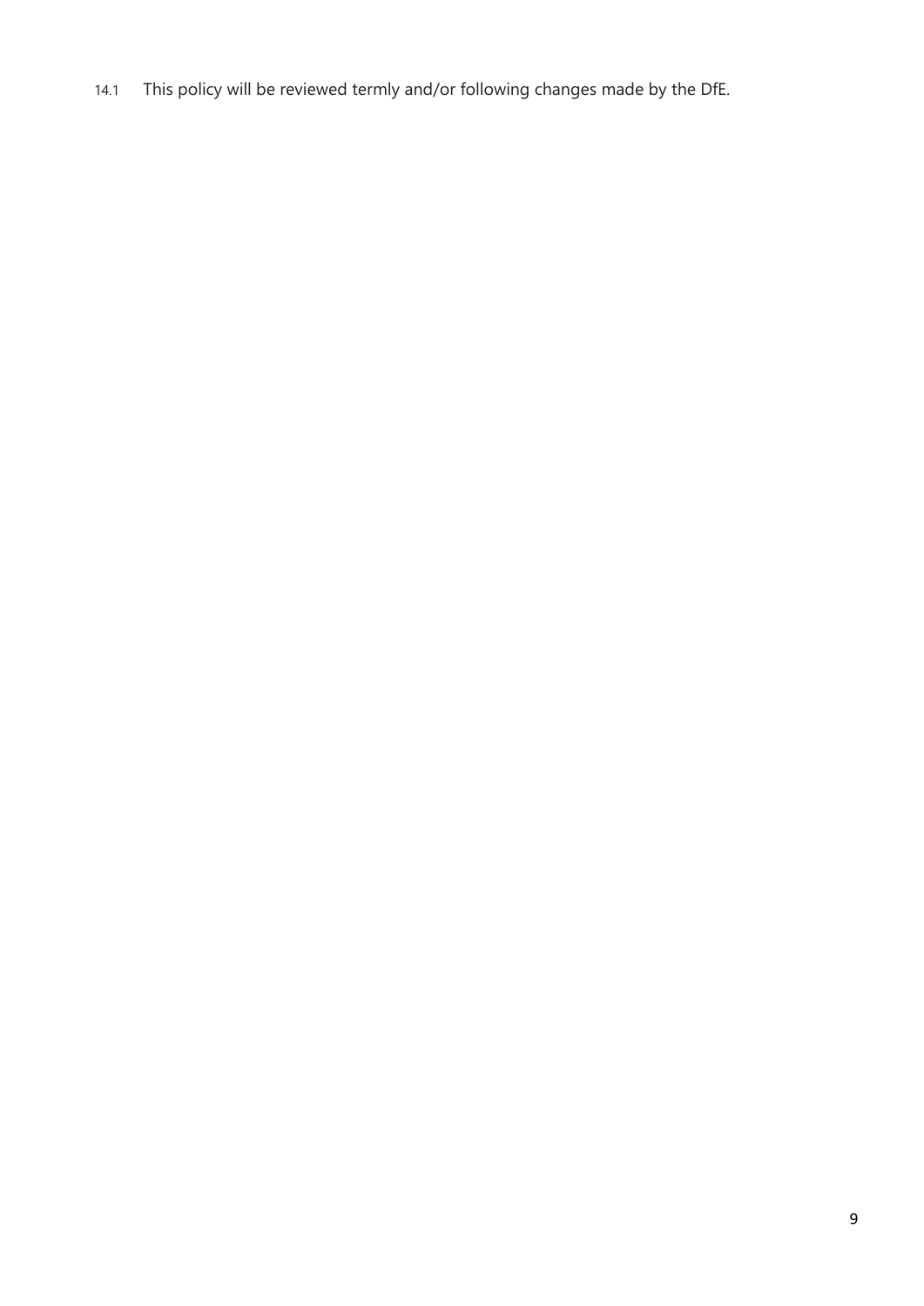14.1 This policy will be reviewed termly and/or following changes made by the DfE.